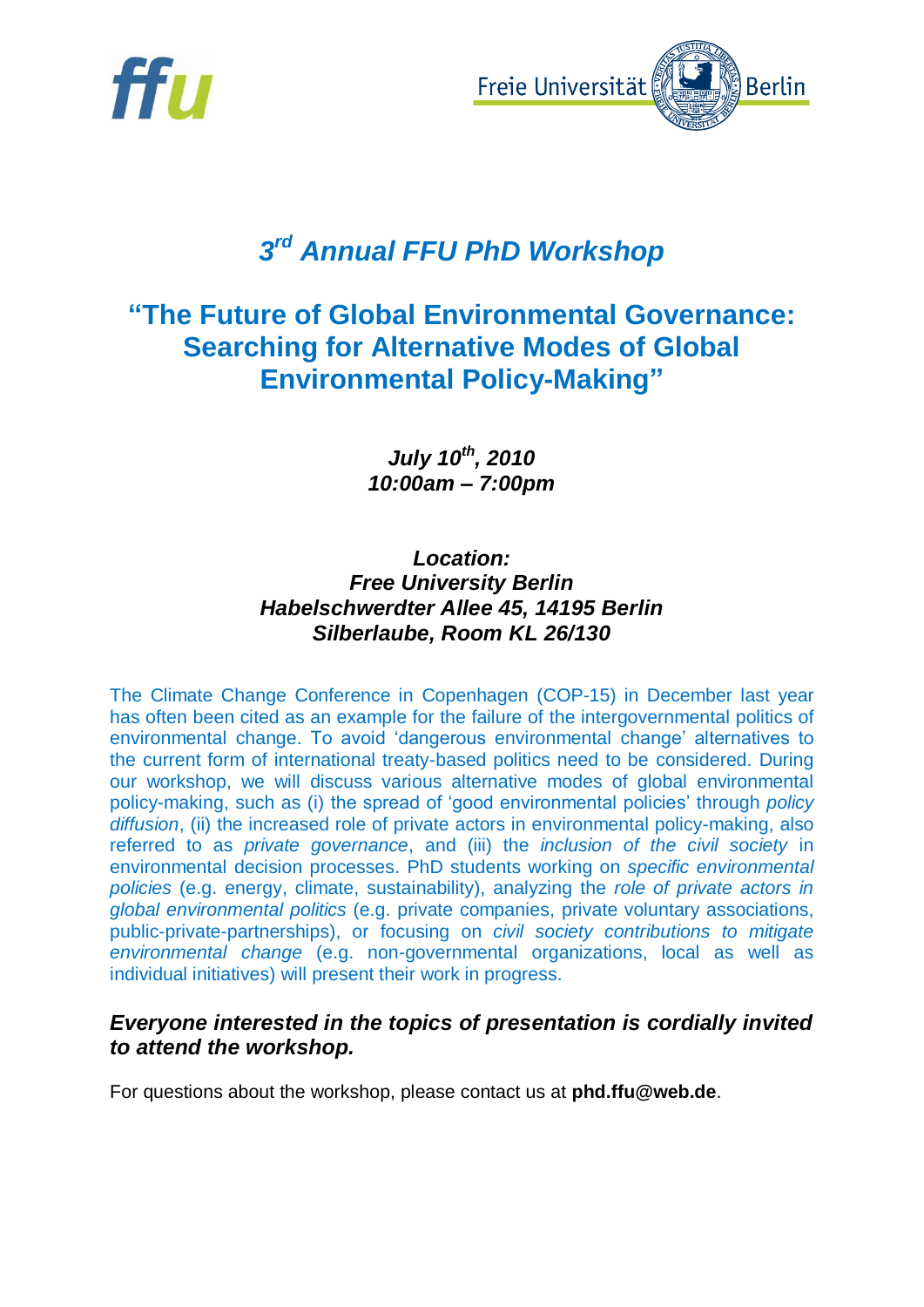# *3rd Annual FFU PhD Workshop*

## "The Future of Global Environmental Governance: Searching for Alternative Modes of Global Environmental Policy-Making"

***July 10th, 2010***
***10:00am – 7:00pm***

***Location:***
***Free University Berlin***
***Habelschwerdter Allee 45, 14195 Berlin***
***Silberlaube, Room KL 26/130***

The Climate Change Conference in Copenhagen (COP-15) in December last year has often been cited as an example for the failure of the intergovernmental politics of environmental change. To avoid 'dangerous environmental change' alternatives to the current form of international treaty-based politics need to be considered. During our workshop, we will discuss various alternative modes of global environmental policy-making, such as (i) the spread of 'good environmental policies' through *policy diffusion*, (ii) the increased role of private actors in environmental policy-making, also referred to as *private governance*, and (iii) the *inclusion of the civil society* in environmental decision processes. PhD students working on *specific environmental policies* (e.g. energy, climate, sustainability), analyzing the *role of private actors in global environmental politics* (e.g. private companies, private voluntary associations, public-private-partnerships), or focusing on *civil society contributions to mitigate environmental change* (e.g. non-governmental organizations, local as well as individual initiatives) will present their work in progress.

***Everyone interested in the topics of presentation is cordially invited to attend the workshop.***

For questions about the workshop, please contact us at **phd.ffu@web.de**.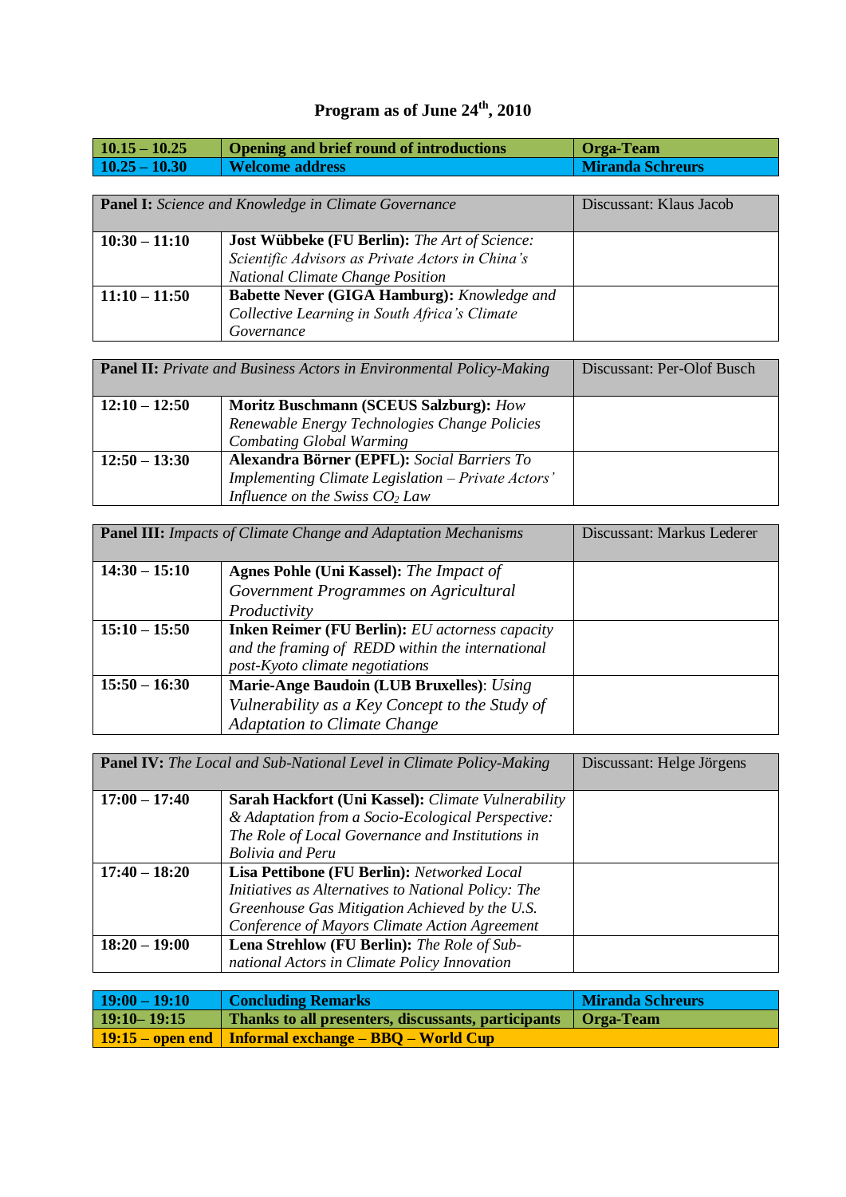# Program as of June 24th, 2010

| | | |
|---|---|---|
| **10.15 – 10.25** | **Opening and brief round of introductions** | **Orga-Team** |
| **10.25 – 10.30** | **Welcome address** | **Miranda Schreurs** |

| **Panel I:** *Science and Knowledge in Climate Governance* | | Discussant: Klaus Jacob |
|---|---|---|
| **10:30 – 11:10** | **Jost Wübbeke (FU Berlin):** *The Art of Science: Scientific Advisors as Private Actors in China's National Climate Change Position* | |
| **11:10 – 11:50** | **Babette Never (GIGA Hamburg):** *Knowledge and Collective Learning in South Africa's Climate Governance* | |

| **Panel II:** *Private and Business Actors in Environmental Policy-Making* | | Discussant: Per-Olof Busch |
|---|---|---|
| **12:10 – 12:50** | **Moritz Buschmann (SCEUS Salzburg):** *How Renewable Energy Technologies Change Policies Combating Global Warming* | |
| **12:50 – 13:30** | **Alexandra Börner (EPFL):** *Social Barriers To Implementing Climate Legislation – Private Actors' Influence on the Swiss $CO_2$ Law* | |

| **Panel III:** *Impacts of Climate Change and Adaptation Mechanisms* | | Discussant: Markus Lederer |
|---|---|---|
| **14:30 – 15:10** | **Agnes Pohle (Uni Kassel):** *The Impact of Government Programmes on Agricultural Productivity* | |
| **15:10 – 15:50** | **Inken Reimer (FU Berlin):** *EU actorness capacity and the framing of REDD within the international post-Kyoto climate negotiations* | |
| **15:50 – 16:30** | **Marie-Ange Baudoin (LUB Bruxelles)**: *Using Vulnerability as a Key Concept to the Study of Adaptation to Climate Change* | |

| **Panel IV:** *The Local and Sub-National Level in Climate Policy-Making* | | Discussant: Helge Jörgens |
|---|---|---|
| **17:00 – 17:40** | **Sarah Hackfort (Uni Kassel):** *Climate Vulnerability & Adaptation from a Socio-Ecological Perspective: The Role of Local Governance and Institutions in Bolivia and Peru* | |
| **17:40 – 18:20** | **Lisa Pettibone (FU Berlin):** *Networked Local Initiatives as Alternatives to National Policy: The Greenhouse Gas Mitigation Achieved by the U.S. Conference of Mayors Climate Action Agreement* | |
| **18:20 – 19:00** | **Lena Strehlow (FU Berlin):** *The Role of Sub-national Actors in Climate Policy Innovation* | |

| | | |
|---|---|---|
| **19:00 – 19:10** | **Concluding Remarks** | **Miranda Schreurs** |
| **19:10– 19:15** | **Thanks to all presenters, discussants, participants** | **Orga-Team** |
| **19:15 – open end** | **Informal exchange – BBQ – World Cup** | |